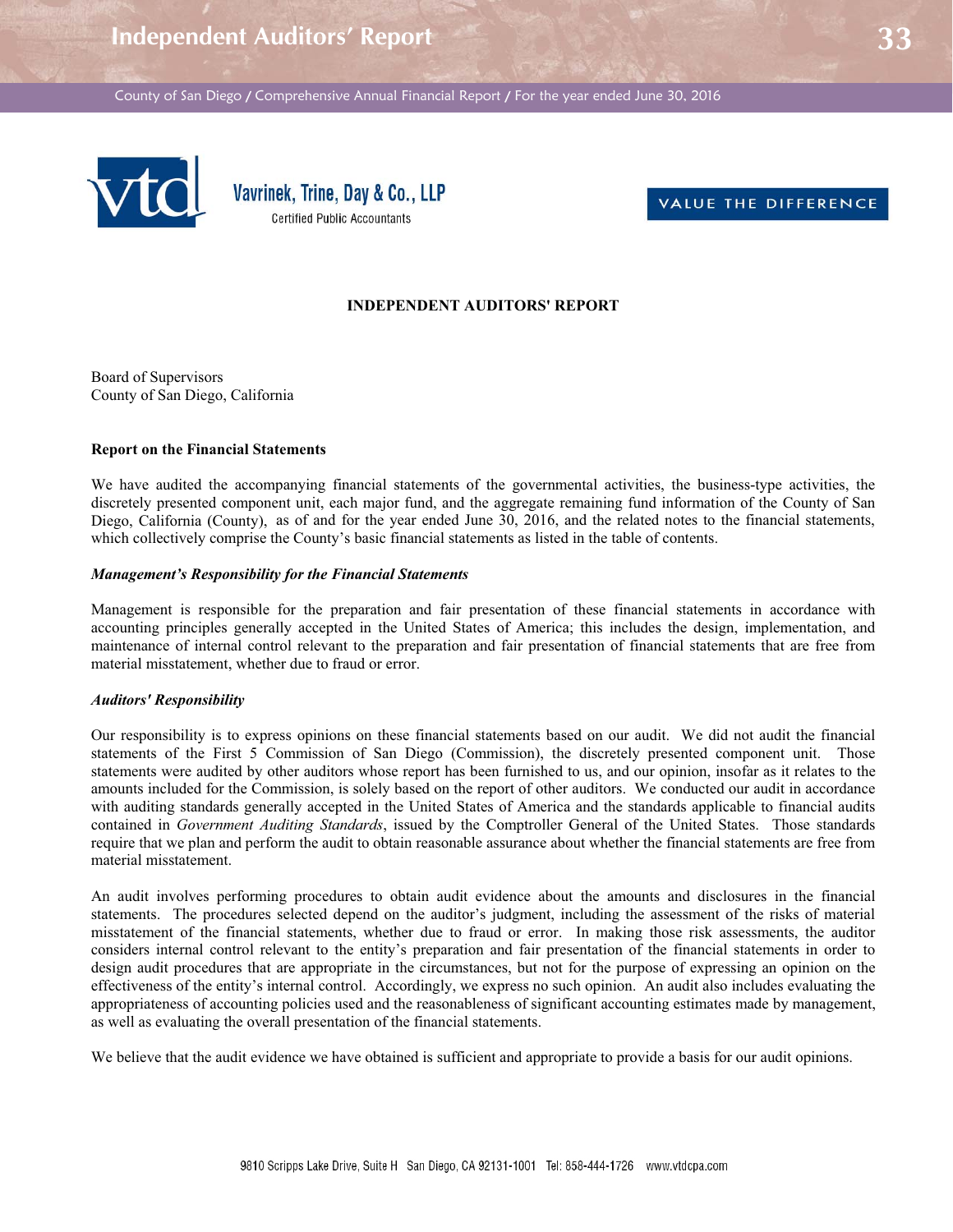Vavrinek, Trine, Day & Co., LLP
Certified Public Accountants

VALUE THE DIFFERENCE

# INDEPENDENT AUDITORS' REPORT

Board of Supervisors
County of San Diego, California

## Report on the Financial Statements

We have audited the accompanying financial statements of the governmental activities, the business-type activities, the discretely presented component unit, each major fund, and the aggregate remaining fund information of the County of San Diego, California (County), as of and for the year ended June 30, 2016, and the related notes to the financial statements, which collectively comprise the County's basic financial statements as listed in the table of contents.

### *Management's Responsibility for the Financial Statements*

Management is responsible for the preparation and fair presentation of these financial statements in accordance with accounting principles generally accepted in the United States of America; this includes the design, implementation, and maintenance of internal control relevant to the preparation and fair presentation of financial statements that are free from material misstatement, whether due to fraud or error.

### *Auditors' Responsibility*

Our responsibility is to express opinions on these financial statements based on our audit. We did not audit the financial statements of the First 5 Commission of San Diego (Commission), the discretely presented component unit. Those statements were audited by other auditors whose report has been furnished to us, and our opinion, insofar as it relates to the amounts included for the Commission, is solely based on the report of other auditors. We conducted our audit in accordance with auditing standards generally accepted in the United States of America and the standards applicable to financial audits contained in *Government Auditing Standards*, issued by the Comptroller General of the United States. Those standards require that we plan and perform the audit to obtain reasonable assurance about whether the financial statements are free from material misstatement.

An audit involves performing procedures to obtain audit evidence about the amounts and disclosures in the financial statements. The procedures selected depend on the auditor's judgment, including the assessment of the risks of material misstatement of the financial statements, whether due to fraud or error. In making those risk assessments, the auditor considers internal control relevant to the entity's preparation and fair presentation of the financial statements in order to design audit procedures that are appropriate in the circumstances, but not for the purpose of expressing an opinion on the effectiveness of the entity's internal control. Accordingly, we express no such opinion. An audit also includes evaluating the appropriateness of accounting policies used and the reasonableness of significant accounting estimates made by management, as well as evaluating the overall presentation of the financial statements.

We believe that the audit evidence we have obtained is sufficient and appropriate to provide a basis for our audit opinions.

9810 Scripps Lake Drive, Suite H San Diego, CA 92131-1001 Tel: 858-444-1726 www.vtdcpa.com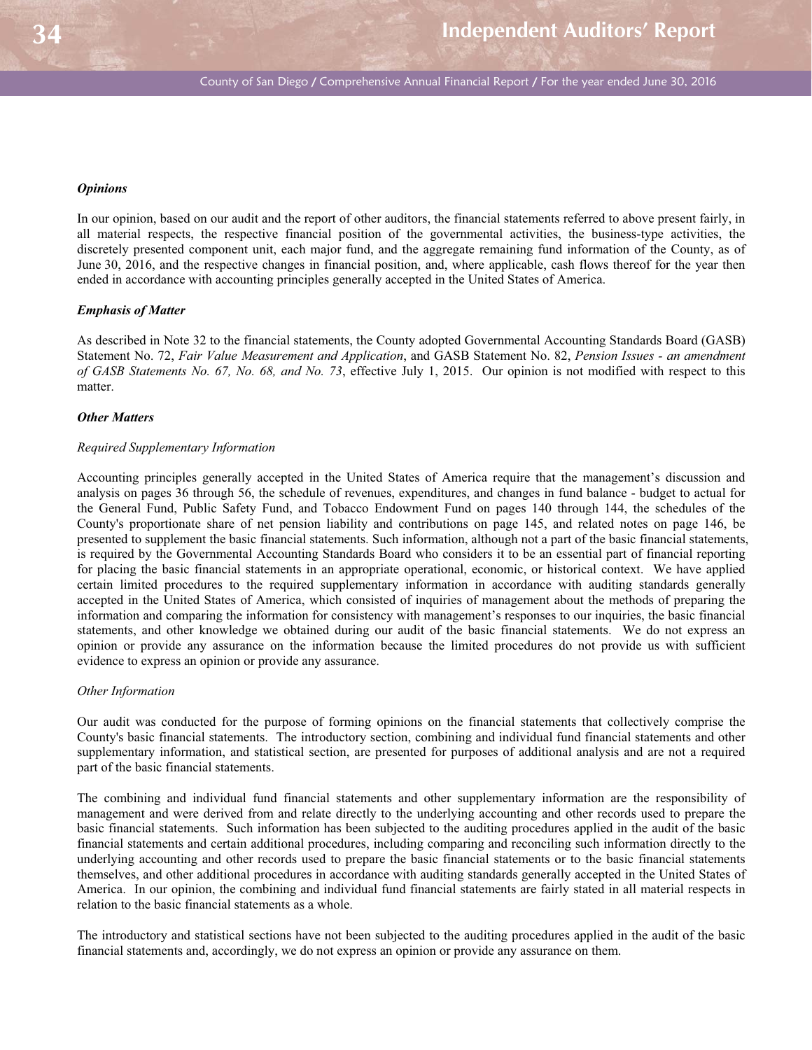#### *Opinions*

In our opinion, based on our audit and the report of other auditors, the financial statements referred to above present fairly, in all material respects, the respective financial position of the governmental activities, the business-type activities, the discretely presented component unit, each major fund, and the aggregate remaining fund information of the County, as of June 30, 2016, and the respective changes in financial position, and, where applicable, cash flows thereof for the year then ended in accordance with accounting principles generally accepted in the United States of America.

#### *Emphasis of Matter*

As described in Note 32 to the financial statements, the County adopted Governmental Accounting Standards Board (GASB) Statement No. 72, *Fair Value Measurement and Application*, and GASB Statement No. 82, *Pension Issues - an amendment of GASB Statements No. 67, No. 68, and No. 73*, effective July 1, 2015. Our opinion is not modified with respect to this matter.

#### *Other Matters*

*Required Supplementary Information*

Accounting principles generally accepted in the United States of America require that the management's discussion and analysis on pages 36 through 56, the schedule of revenues, expenditures, and changes in fund balance - budget to actual for the General Fund, Public Safety Fund, and Tobacco Endowment Fund on pages 140 through 144, the schedules of the County's proportionate share of net pension liability and contributions on page 145, and related notes on page 146, be presented to supplement the basic financial statements. Such information, although not a part of the basic financial statements, is required by the Governmental Accounting Standards Board who considers it to be an essential part of financial reporting for placing the basic financial statements in an appropriate operational, economic, or historical context. We have applied certain limited procedures to the required supplementary information in accordance with auditing standards generally accepted in the United States of America, which consisted of inquiries of management about the methods of preparing the information and comparing the information for consistency with management's responses to our inquiries, the basic financial statements, and other knowledge we obtained during our audit of the basic financial statements. We do not express an opinion or provide any assurance on the information because the limited procedures do not provide us with sufficient evidence to express an opinion or provide any assurance.

*Other Information*

Our audit was conducted for the purpose of forming opinions on the financial statements that collectively comprise the County's basic financial statements. The introductory section, combining and individual fund financial statements and other supplementary information, and statistical section, are presented for purposes of additional analysis and are not a required part of the basic financial statements.

The combining and individual fund financial statements and other supplementary information are the responsibility of management and were derived from and relate directly to the underlying accounting and other records used to prepare the basic financial statements. Such information has been subjected to the auditing procedures applied in the audit of the basic financial statements and certain additional procedures, including comparing and reconciling such information directly to the underlying accounting and other records used to prepare the basic financial statements or to the basic financial statements themselves, and other additional procedures in accordance with auditing standards generally accepted in the United States of America. In our opinion, the combining and individual fund financial statements are fairly stated in all material respects in relation to the basic financial statements as a whole.

The introductory and statistical sections have not been subjected to the auditing procedures applied in the audit of the basic financial statements and, accordingly, we do not express an opinion or provide any assurance on them.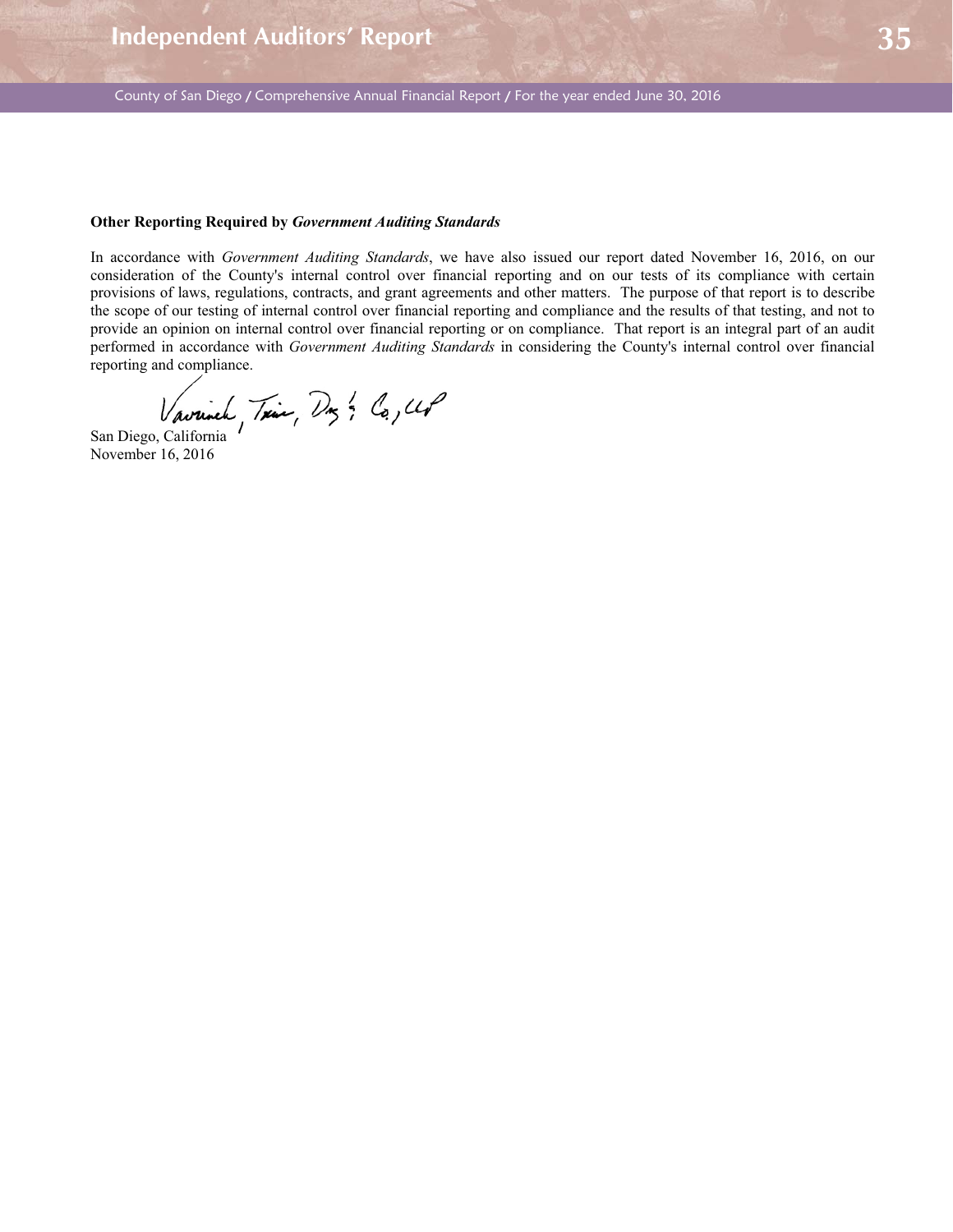**Other Reporting Required by *Government Auditing Standards***

In accordance with *Government Auditing Standards*, we have also issued our report dated November 16, 2016, on our consideration of the County's internal control over financial reporting and on our tests of its compliance with certain provisions of laws, regulations, contracts, and grant agreements and other matters. The purpose of that report is to describe the scope of our testing of internal control over financial reporting and compliance and the results of that testing, and not to provide an opinion on internal control over financial reporting or on compliance. That report is an integral part of an audit performed in accordance with *Government Auditing Standards* in considering the County's internal control over financial reporting and compliance.

Vavrinek, Trine, Day & Co., LLP

San Diego, California
November 16, 2016